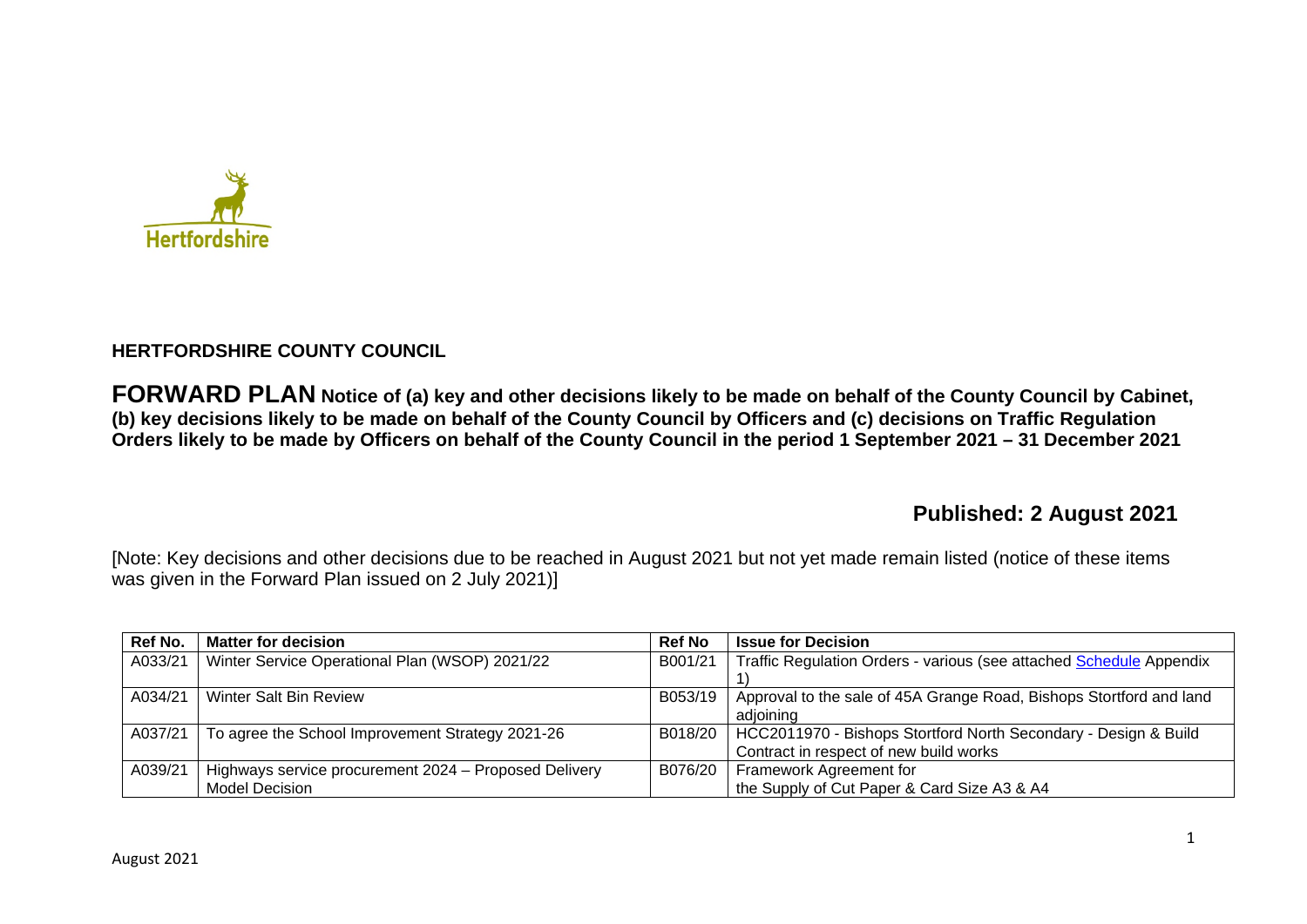Hertfordshire

**HERTFORDSHIRE COUNTY COUNCIL**

**FORWARD PLAN Notice of (a) key and other decisions likely to be made on behalf of the County Council by Cabinet, (b) key decisions likely to be made on behalf of the County Council by Officers and (c) decisions on Traffic Regulation Orders likely to be made by Officers on behalf of the County Council in the period 1 September 2021 – 31 December 2021**

**Published: 2 August 2021**

[Note: Key decisions and other decisions due to be reached in August 2021 but not yet made remain listed (notice of these items was given in the Forward Plan issued on 2 July 2021)]

| Ref No. | Matter for decision | Ref No | Issue for Decision |
|---|---|---|---|
| A033/21 | Winter Service Operational Plan (WSOP) 2021/22 | B001/21 | Traffic Regulation Orders - various (see attached Schedule Appendix 1) |
| A034/21 | Winter Salt Bin Review | B053/19 | Approval to the sale of 45A Grange Road, Bishops Stortford and land adjoining |
| A037/21 | To agree the School Improvement Strategy 2021-26 | B018/20 | HCC2011970 - Bishops Stortford North Secondary - Design & Build Contract in respect of new build works |
| A039/21 | Highways service procurement 2024 – Proposed Delivery Model Decision | B076/20 | Framework Agreement for the Supply of Cut Paper & Card Size A3 & A4 |

August 2021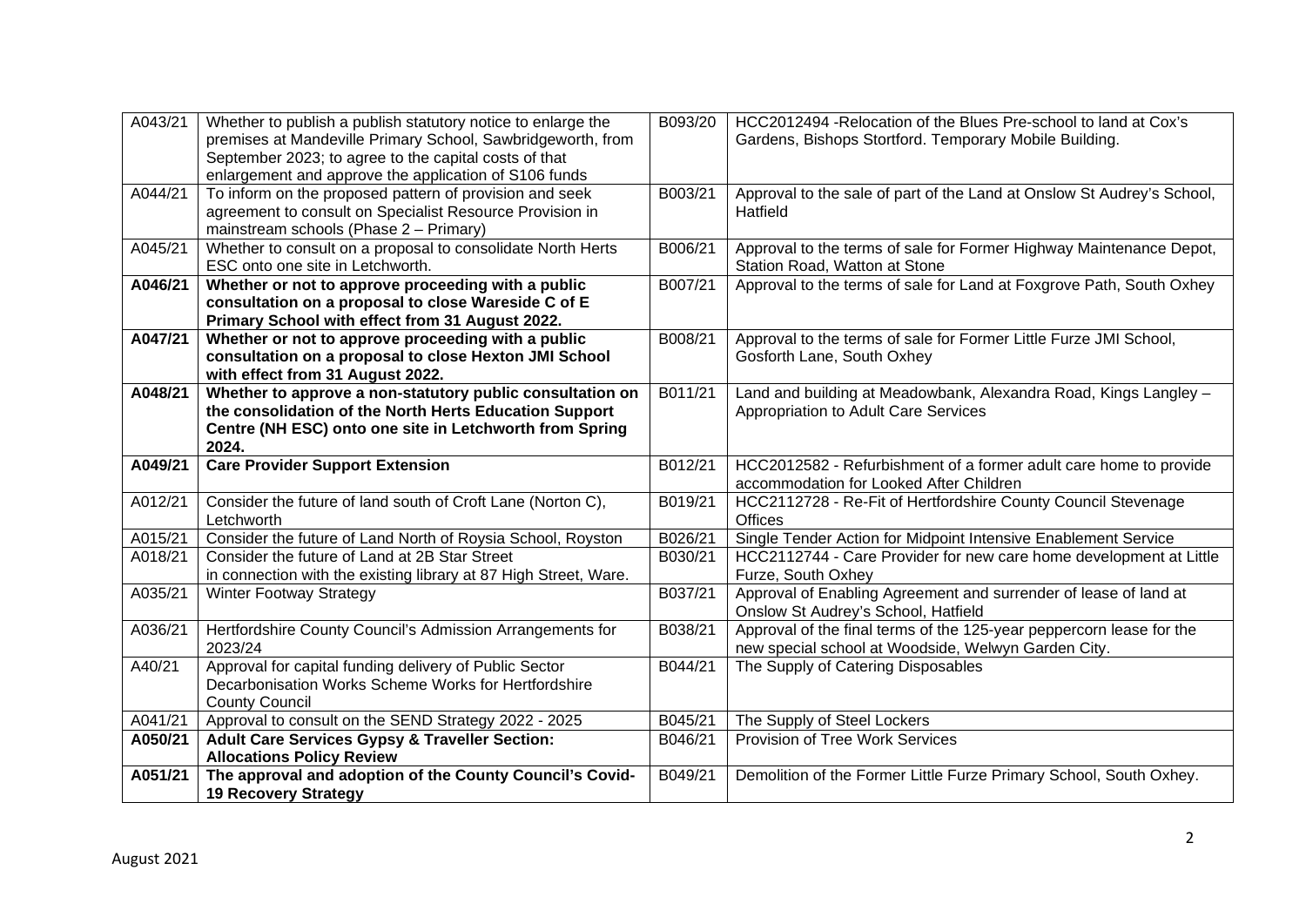| A043/21 | Whether to publish a publish statutory notice to enlarge the premises at Mandeville Primary School, Sawbridgeworth, from September 2023; to agree to the capital costs of that enlargement and approve the application of S106 funds | B093/20 | HCC2012494 -Relocation of the Blues Pre-school to land at Cox's Gardens, Bishops Stortford. Temporary Mobile Building. |
|---|---|---|---|
| A044/21 | To inform on the proposed pattern of provision and seek agreement to consult on Specialist Resource Provision in mainstream schools (Phase 2 – Primary) | B003/21 | Approval to the sale of part of the Land at Onslow St Audrey's School, Hatfield |
| A045/21 | Whether to consult on a proposal to consolidate North Herts ESC onto one site in Letchworth. | B006/21 | Approval to the terms of sale for Former Highway Maintenance Depot, Station Road, Watton at Stone |
| **A046/21** | **Whether or not to approve proceeding with a public consultation on a proposal to close Wareside C of E Primary School with effect from 31 August 2022.** | B007/21 | Approval to the terms of sale for Land at Foxgrove Path, South Oxhey |
| **A047/21** | **Whether or not to approve proceeding with a public consultation on a proposal to close Hexton JMI School with effect from 31 August 2022.** | B008/21 | Approval to the terms of sale for Former Little Furze JMI School, Gosforth Lane, South Oxhey |
| **A048/21** | **Whether to approve a non-statutory public consultation on the consolidation of the North Herts Education Support Centre (NH ESC) onto one site in Letchworth from Spring 2024.** | B011/21 | Land and building at Meadowbank, Alexandra Road, Kings Langley – Appropriation to Adult Care Services |
| **A049/21** | **Care Provider Support Extension** | B012/21 | HCC2012582 - Refurbishment of a former adult care home to provide accommodation for Looked After Children |
| A012/21 | Consider the future of land south of Croft Lane (Norton C), Letchworth | B019/21 | HCC2112728 - Re-Fit of Hertfordshire County Council Stevenage Offices |
| A015/21 | Consider the future of Land North of Roysia School, Royston | B026/21 | Single Tender Action for Midpoint Intensive Enablement Service |
| A018/21 | Consider the future of Land at 2B Star Street in connection with the existing library at 87 High Street, Ware. | B030/21 | HCC2112744 - Care Provider for new care home development at Little Furze, South Oxhey |
| A035/21 | Winter Footway Strategy | B037/21 | Approval of Enabling Agreement and surrender of lease of land at Onslow St Audrey's School, Hatfield |
| A036/21 | Hertfordshire County Council's Admission Arrangements for 2023/24 | B038/21 | Approval of the final terms of the 125-year peppercorn lease for the new special school at Woodside, Welwyn Garden City. |
| A40/21 | Approval for capital funding delivery of Public Sector Decarbonisation Works Scheme Works for Hertfordshire County Council | B044/21 | The Supply of Catering Disposables |
| A041/21 | Approval to consult on the SEND Strategy 2022 - 2025 | B045/21 | The Supply of Steel Lockers |
| **A050/21** | **Adult Care Services Gypsy & Traveller Section: Allocations Policy Review** | B046/21 | Provision of Tree Work Services |
| **A051/21** | **The approval and adoption of the County Council's Covid-19 Recovery Strategy** | B049/21 | Demolition of the Former Little Furze Primary School, South Oxhey. |

August 2021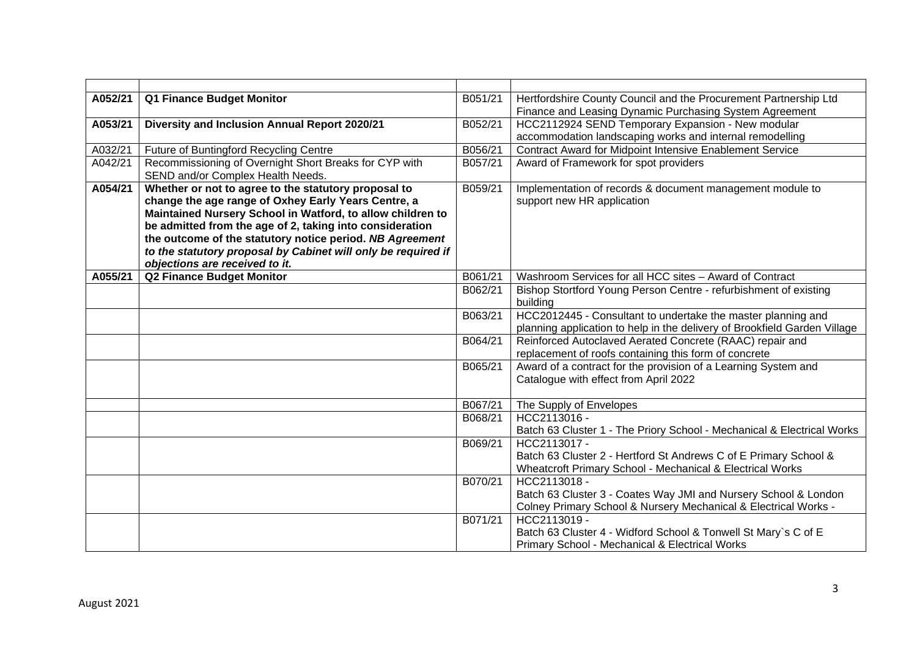| | | | |
|---|---|---|---|
| **A052/21** | **Q1 Finance Budget Monitor** | B051/21 | Hertfordshire County Council and the Procurement Partnership Ltd Finance and Leasing Dynamic Purchasing System Agreement |
| **A053/21** | **Diversity and Inclusion Annual Report 2020/21** | B052/21 | HCC2112924 SEND Temporary Expansion - New modular accommodation landscaping works and internal remodelling |
| A032/21 | Future of Buntingford Recycling Centre | B056/21 | Contract Award for Midpoint Intensive Enablement Service |
| A042/21 | Recommissioning of Overnight Short Breaks for CYP with SEND and/or Complex Health Needs. | B057/21 | Award of Framework for spot providers |
| **A054/21** | **Whether or not to agree to the statutory proposal to change the age range of Oxhey Early Years Centre, a Maintained Nursery School in Watford, to allow children to be admitted from the age of 2, taking into consideration the outcome of the statutory notice period. *NB Agreement to the statutory proposal by Cabinet will only be required if objections are received to it.*** | B059/21 | Implementation of records & document management module to support new HR application |
| **A055/21** | **Q2 Finance Budget Monitor** | B061/21 | Washroom Services for all HCC sites – Award of Contract |
| | | B062/21 | Bishop Stortford Young Person Centre - refurbishment of existing building |
| | | B063/21 | HCC2012445 - Consultant to undertake the master planning and planning application to help in the delivery of Brookfield Garden Village |
| | | B064/21 | Reinforced Autoclaved Aerated Concrete (RAAC) repair and replacement of roofs containing this form of concrete |
| | | B065/21 | Award of a contract for the provision of a Learning System and Catalogue with effect from April 2022 |
| | | B067/21 | The Supply of Envelopes |
| | | B068/21 | HCC2113016 - Batch 63 Cluster 1 - The Priory School - Mechanical & Electrical Works |
| | | B069/21 | HCC2113017 - Batch 63 Cluster 2 - Hertford St Andrews C of E Primary School & Wheatcroft Primary School - Mechanical & Electrical Works |
| | | B070/21 | HCC2113018 - Batch 63 Cluster 3 - Coates Way JMI and Nursery School & London Colney Primary School & Nursery Mechanical & Electrical Works - |
| | | B071/21 | HCC2113019 - Batch 63 Cluster 4 - Widford School & Tonwell St Mary`s C of E Primary School - Mechanical & Electrical Works |

August 2021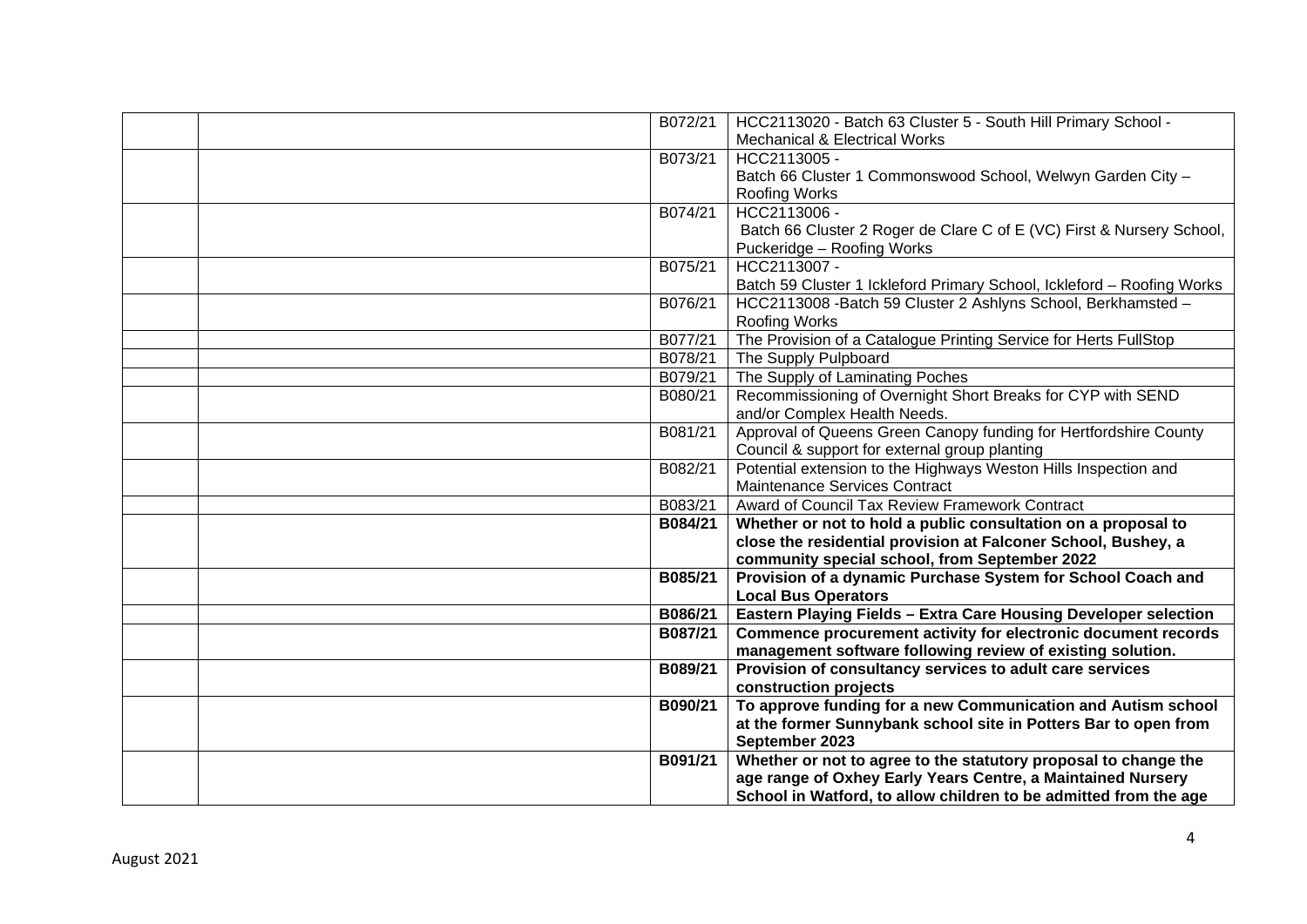| | | | |
|---|---|---|---|
| | | B072/21 | HCC2113020 - Batch 63 Cluster 5 - South Hill Primary School - Mechanical & Electrical Works |
| | | B073/21 | HCC2113005 - Batch 66 Cluster 1 Commonswood School, Welwyn Garden City – Roofing Works |
| | | B074/21 | HCC2113006 - Batch 66 Cluster 2 Roger de Clare C of E (VC) First & Nursery School, Puckeridge – Roofing Works |
| | | B075/21 | HCC2113007 - Batch 59 Cluster 1 Ickleford Primary School, Ickleford – Roofing Works |
| | | B076/21 | HCC2113008 -Batch 59 Cluster 2 Ashlyns School, Berkhamsted – Roofing Works |
| | | B077/21 | The Provision of a Catalogue Printing Service for Herts FullStop |
| | | B078/21 | The Supply Pulpboard |
| | | B079/21 | The Supply of Laminating Poches |
| | | B080/21 | Recommissioning of Overnight Short Breaks for CYP with SEND and/or Complex Health Needs. |
| | | B081/21 | Approval of Queens Green Canopy funding for Hertfordshire County Council & support for external group planting |
| | | B082/21 | Potential extension to the Highways Weston Hills Inspection and Maintenance Services Contract |
| | | B083/21 | Award of Council Tax Review Framework Contract |
| | | **B084/21** | **Whether or not to hold a public consultation on a proposal to close the residential provision at Falconer School, Bushey, a community special school, from September 2022** |
| | | **B085/21** | **Provision of a dynamic Purchase System for School Coach and Local Bus Operators** |
| | | **B086/21** | **Eastern Playing Fields – Extra Care Housing Developer selection** |
| | | **B087/21** | **Commence procurement activity for electronic document records management software following review of existing solution.** |
| | | **B089/21** | **Provision of consultancy services to adult care services construction projects** |
| | | **B090/21** | **To approve funding for a new Communication and Autism school at the former Sunnybank school site in Potters Bar to open from September 2023** |
| | | **B091/21** | **Whether or not to agree to the statutory proposal to change the age range of Oxhey Early Years Centre, a Maintained Nursery School in Watford, to allow children to be admitted from the age** |

August 2021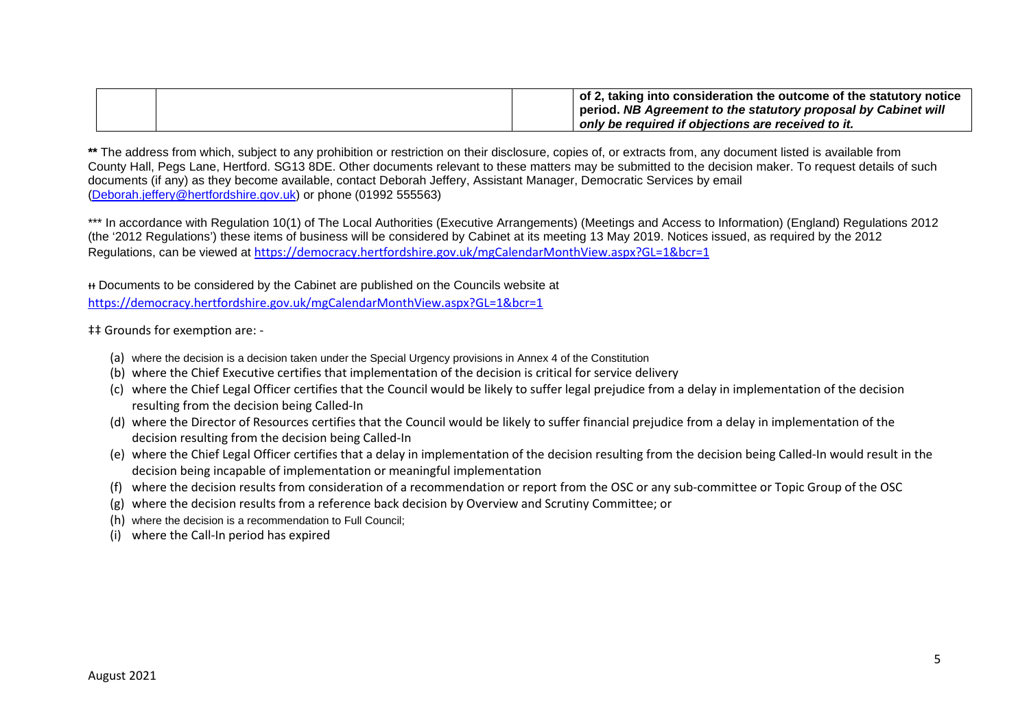|  |  |  | **of 2, taking into consideration the outcome of the statutory notice period.** ***NB Agreement to the statutory proposal by Cabinet will only be required if objections are received to it.*** |
|---|---|---|---|

**\*\*** The address from which, subject to any prohibition or restriction on their disclosure, copies of, or extracts from, any document listed is available from County Hall, Pegs Lane, Hertford. SG13 8DE. Other documents relevant to these matters may be submitted to the decision maker. To request details of such documents (if any) as they become available, contact Deborah Jeffery, Assistant Manager, Democratic Services by email (Deborah.jeffery@hertfordshire.gov.uk) or phone (01992 555563)

\*\*\* In accordance with Regulation 10(1) of The Local Authorities (Executive Arrangements) (Meetings and Access to Information) (England) Regulations 2012 (the '2012 Regulations') these items of business will be considered by Cabinet at its meeting 13 May 2019. Notices issued, as required by the 2012 Regulations, can be viewed at https://democracy.hertfordshire.gov.uk/mgCalendarMonthView.aspx?GL=1&bcr=1

ƚƚ Documents to be considered by the Cabinet are published on the Councils website at https://democracy.hertfordshire.gov.uk/mgCalendarMonthView.aspx?GL=1&bcr=1

‡‡ Grounds for exemption are: -

(a) where the decision is a decision taken under the Special Urgency provisions in Annex 4 of the Constitution
(b) where the Chief Executive certifies that implementation of the decision is critical for service delivery
(c) where the Chief Legal Officer certifies that the Council would be likely to suffer legal prejudice from a delay in implementation of the decision resulting from the decision being Called-In
(d) where the Director of Resources certifies that the Council would be likely to suffer financial prejudice from a delay in implementation of the decision resulting from the decision being Called-In
(e) where the Chief Legal Officer certifies that a delay in implementation of the decision resulting from the decision being Called-In would result in the decision being incapable of implementation or meaningful implementation
(f) where the decision results from consideration of a recommendation or report from the OSC or any sub-committee or Topic Group of the OSC
(g) where the decision results from a reference back decision by Overview and Scrutiny Committee; or
(h) where the decision is a recommendation to Full Council;
(i) where the Call-In period has expired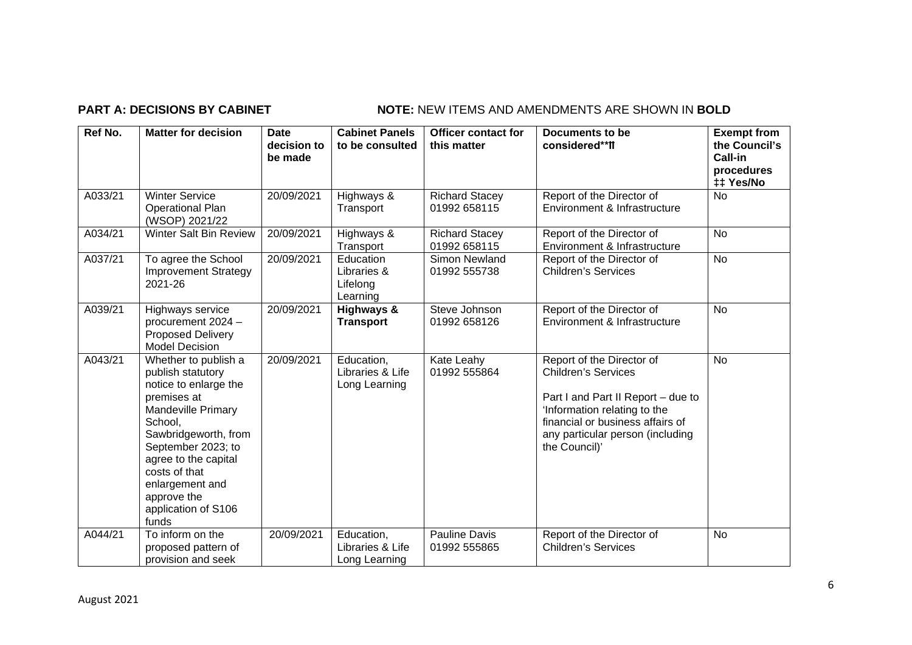**PART A: DECISIONS BY CABINET** **NOTE:** NEW ITEMS AND AMENDMENTS ARE SHOWN IN **BOLD**

| Ref No. | Matter for decision | Date decision to be made | Cabinet Panels to be consulted | Officer contact for this matter | Documents to be considered**⥮ | Exempt from the Council's Call-in procedures ‡‡ Yes/No |
|---|---|---|---|---|---|---|
| A033/21 | Winter Service Operational Plan (WSOP) 2021/22 | 20/09/2021 | Highways & Transport | Richard Stacey 01992 658115 | Report of the Director of Environment & Infrastructure | No |
| A034/21 | Winter Salt Bin Review | 20/09/2021 | Highways & Transport | Richard Stacey 01992 658115 | Report of the Director of Environment & Infrastructure | No |
| A037/21 | To agree the School Improvement Strategy 2021-26 | 20/09/2021 | Education Libraries & Lifelong Learning | Simon Newland 01992 555738 | Report of the Director of Children's Services | No |
| A039/21 | Highways service procurement 2024 – Proposed Delivery Model Decision | 20/09/2021 | **Highways & Transport** | Steve Johnson 01992 658126 | Report of the Director of Environment & Infrastructure | No |
| A043/21 | Whether to publish a publish statutory notice to enlarge the premises at Mandeville Primary School, Sawbridgeworth, from September 2023; to agree to the capital costs of that enlargement and approve the application of S106 funds | 20/09/2021 | Education, Libraries & Life Long Learning | Kate Leahy 01992 555864 | Report of the Director of Children's Services<br><br>Part I and Part II Report – due to 'Information relating to the financial or business affairs of any particular person (including the Council)' | No |
| A044/21 | To inform on the proposed pattern of provision and seek | 20/09/2021 | Education, Libraries & Life Long Learning | Pauline Davis 01992 555865 | Report of the Director of Children's Services | No |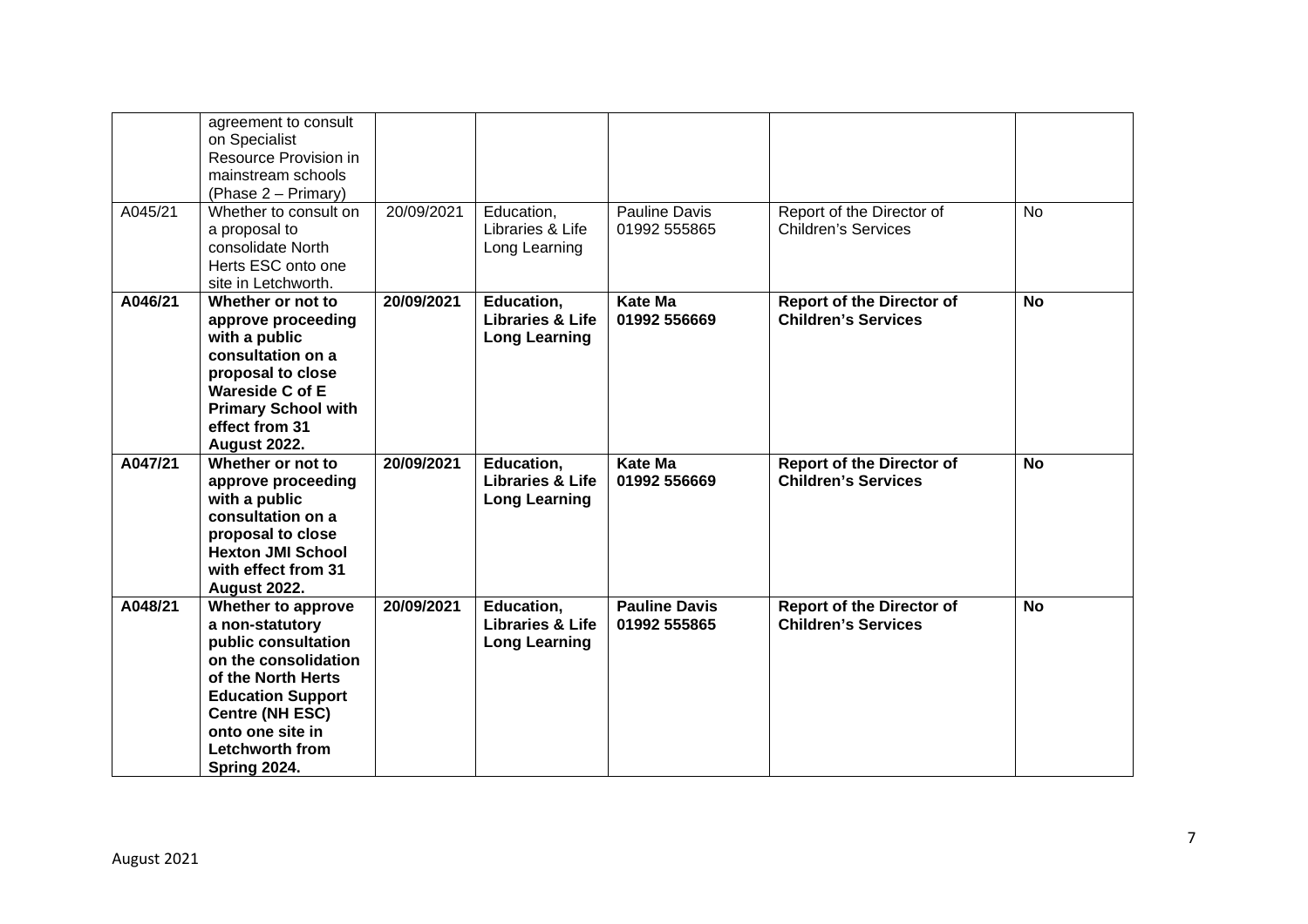| | | | | | | |
|---|---|---|---|---|---|---|
| | agreement to consult on Specialist Resource Provision in mainstream schools (Phase 2 – Primary) | | | | | |
| A045/21 | Whether to consult on a proposal to consolidate North Herts ESC onto one site in Letchworth. | 20/09/2021 | Education, Libraries & Life Long Learning | Pauline Davis 01992 555865 | Report of the Director of Children's Services | No |
| **A046/21** | **Whether or not to approve proceeding with a public consultation on a proposal to close Wareside C of E Primary School with effect from 31 August 2022.** | **20/09/2021** | **Education, Libraries & Life Long Learning** | **Kate Ma 01992 556669** | **Report of the Director of Children's Services** | **No** |
| **A047/21** | **Whether or not to approve proceeding with a public consultation on a proposal to close Hexton JMI School with effect from 31 August 2022.** | **20/09/2021** | **Education, Libraries & Life Long Learning** | **Kate Ma 01992 556669** | **Report of the Director of Children's Services** | **No** |
| **A048/21** | **Whether to approve a non-statutory public consultation on the consolidation of the North Herts Education Support Centre (NH ESC) onto one site in Letchworth from Spring 2024.** | **20/09/2021** | **Education, Libraries & Life Long Learning** | **Pauline Davis 01992 555865** | **Report of the Director of Children's Services** | **No** |

August 2021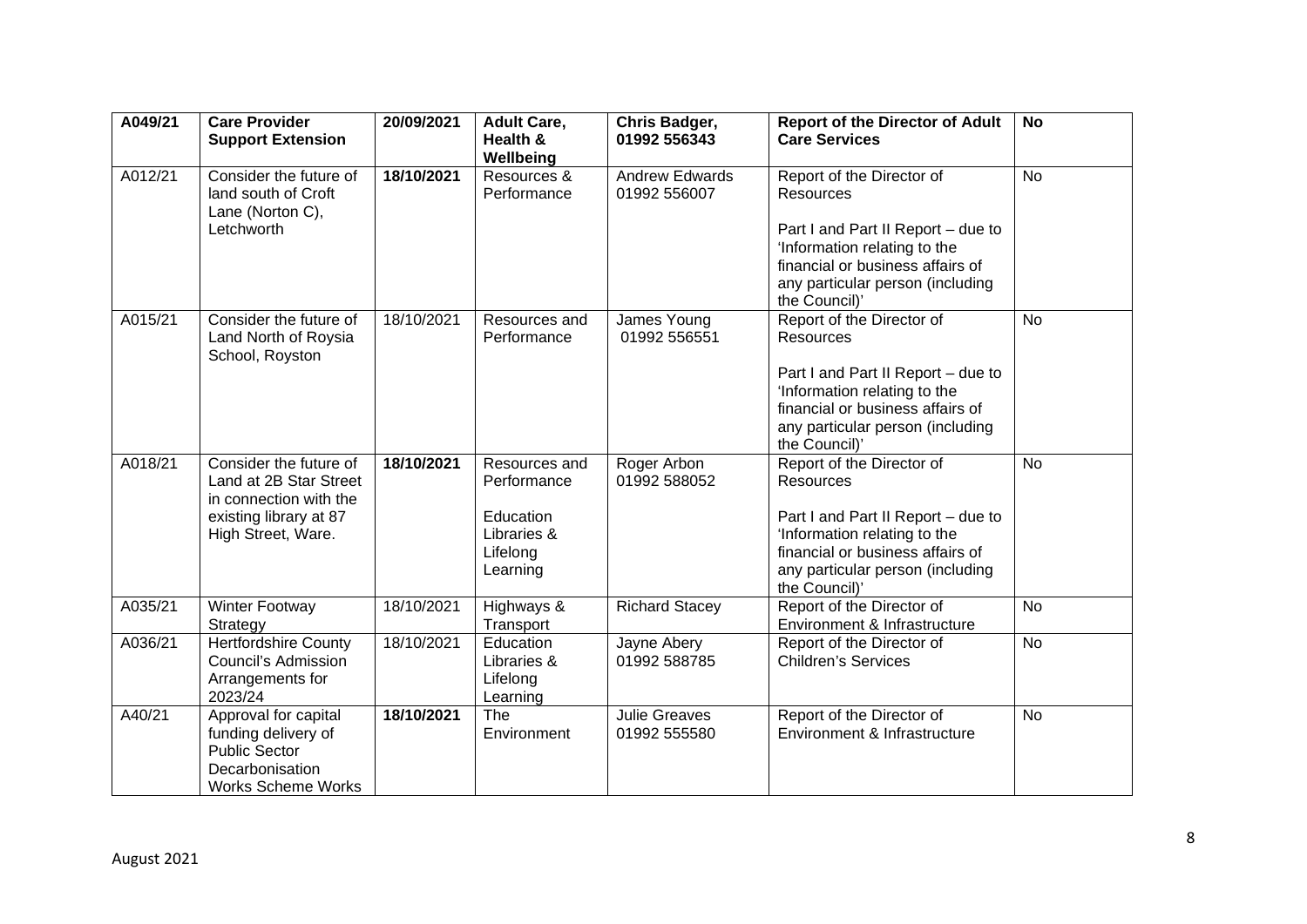| A049/21 | **Care Provider Support Extension** | **20/09/2021** | **Adult Care, Health & Wellbeing** | **Chris Badger, 01992 556343** | **Report of the Director of Adult Care Services** | **No** |
|---|---|---|---|---|---|---|
| A012/21 | Consider the future of land south of Croft Lane (Norton C), Letchworth | **18/10/2021** | Resources & Performance | Andrew Edwards 01992 556007 | Report of the Director of Resources<br><br>Part I and Part II Report – due to 'Information relating to the financial or business affairs of any particular person (including the Council)' | No |
| A015/21 | Consider the future of Land North of Roysia School, Royston | 18/10/2021 | Resources and Performance | James Young 01992 556551 | Report of the Director of Resources<br><br>Part I and Part II Report – due to 'Information relating to the financial or business affairs of any particular person (including the Council)' | No |
| A018/21 | Consider the future of Land at 2B Star Street in connection with the existing library at 87 High Street, Ware. | **18/10/2021** | Resources and Performance<br><br>Education Libraries & Lifelong Learning | Roger Arbon 01992 588052 | Report of the Director of Resources<br><br>Part I and Part II Report – due to 'Information relating to the financial or business affairs of any particular person (including the Council)' | No |
| A035/21 | Winter Footway Strategy | 18/10/2021 | Highways & Transport | Richard Stacey | Report of the Director of Environment & Infrastructure | No |
| A036/21 | Hertfordshire County Council's Admission Arrangements for 2023/24 | 18/10/2021 | Education Libraries & Lifelong Learning | Jayne Abery 01992 588785 | Report of the Director of Children's Services | No |
| A40/21 | Approval for capital funding delivery of Public Sector Decarbonisation Works Scheme Works | **18/10/2021** | The Environment | Julie Greaves 01992 555580 | Report of the Director of Environment & Infrastructure | No |

August 2021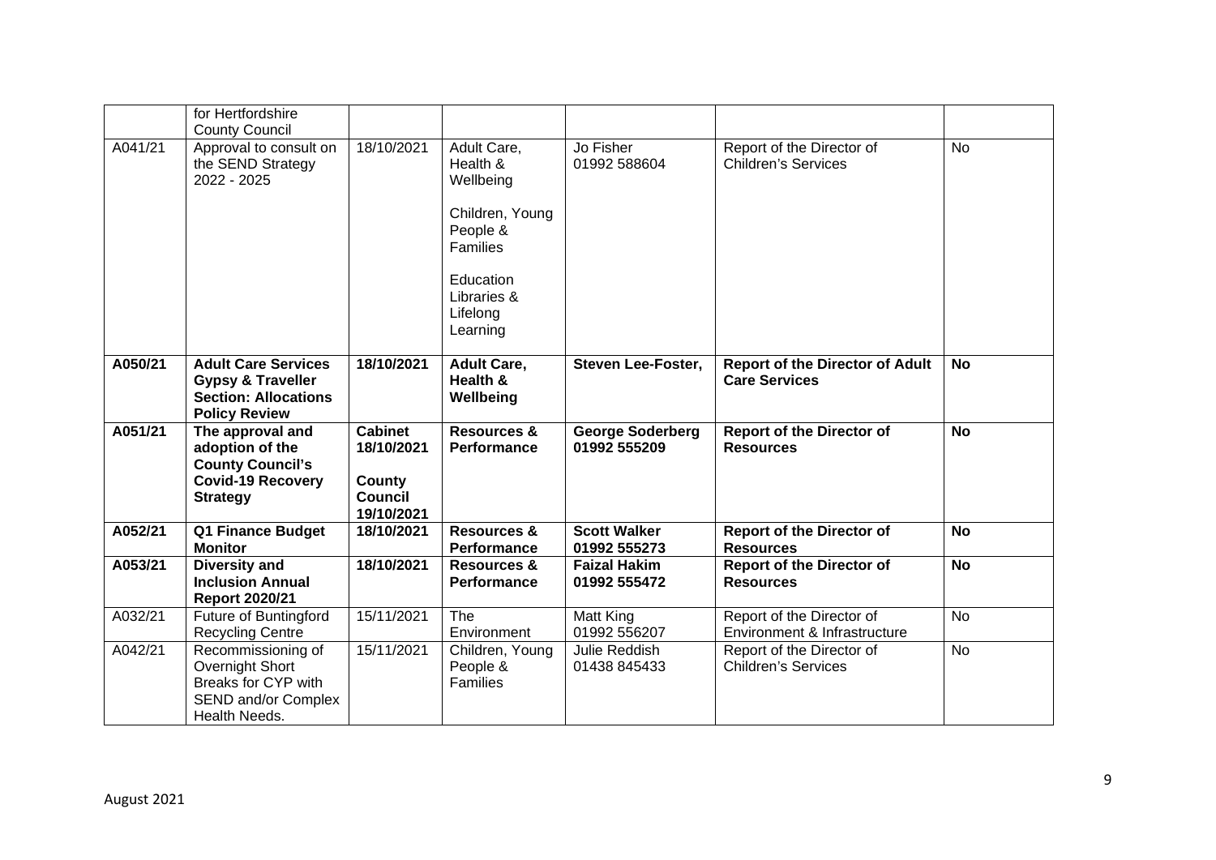| | | | | | | |
|---|---|---|---|---|---|---|
| | for Hertfordshire County Council | | | | | |
| A041/21 | Approval to consult on the SEND Strategy 2022 - 2025 | 18/10/2021 | Adult Care, Health & Wellbeing<br><br>Children, Young People & Families<br><br>Education Libraries & Lifelong Learning | Jo Fisher 01992 588604 | Report of the Director of Children's Services | No |
| **A050/21** | **Adult Care Services Gypsy & Traveller Section: Allocations Policy Review** | **18/10/2021** | **Adult Care, Health & Wellbeing** | **Steven Lee-Foster,** | **Report of the Director of Adult Care Services** | **No** |
| **A051/21** | **The approval and adoption of the County Council's Covid-19 Recovery Strategy** | **Cabinet 18/10/2021**<br><br>**County Council 19/10/2021** | **Resources & Performance** | **George Soderberg 01992 555209** | **Report of the Director of Resources** | **No** |
| **A052/21** | **Q1 Finance Budget Monitor** | **18/10/2021** | **Resources & Performance** | **Scott Walker 01992 555273** | **Report of the Director of Resources** | **No** |
| **A053/21** | **Diversity and Inclusion Annual Report 2020/21** | **18/10/2021** | **Resources & Performance** | **Faizal Hakim 01992 555472** | **Report of the Director of Resources** | **No** |
| A032/21 | Future of Buntingford Recycling Centre | 15/11/2021 | The Environment | Matt King 01992 556207 | Report of the Director of Environment & Infrastructure | No |
| A042/21 | Recommissioning of Overnight Short Breaks for CYP with SEND and/or Complex Health Needs. | 15/11/2021 | Children, Young People & Families | Julie Reddish 01438 845433 | Report of the Director of Children's Services | No |

August 2021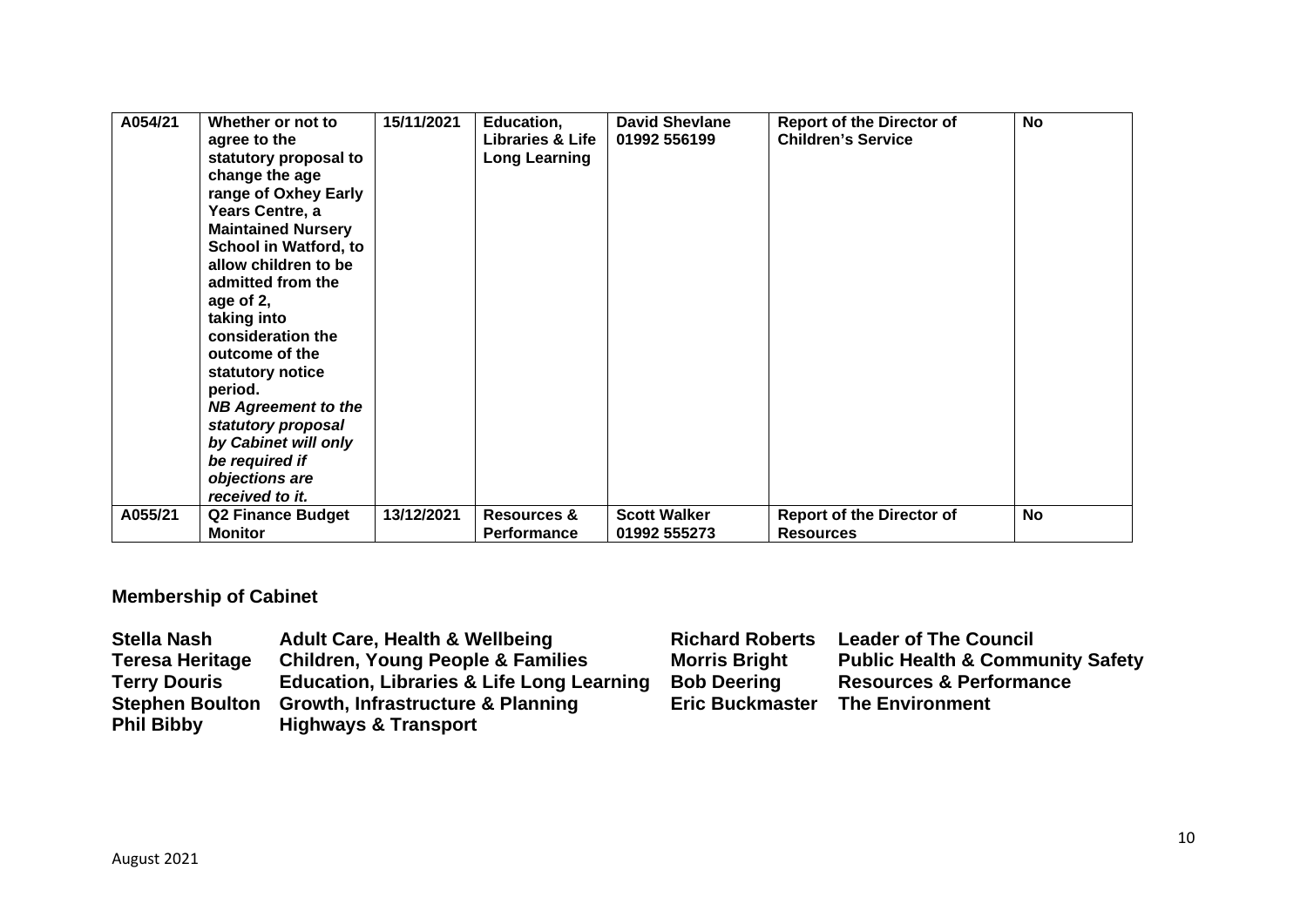| | | | | | | |
|---|---|---|---|---|---|---|
| **A054/21** | **Whether or not to agree to the statutory proposal to change the age range of Oxhey Early Years Centre, a Maintained Nursery School in Watford, to allow children to be admitted from the age of 2, taking into consideration the outcome of the statutory notice period.** ***NB Agreement to the statutory proposal by Cabinet will only be required if objections are received to it.*** | **15/11/2021** | **Education, Libraries & Life Long Learning** | **David Shevlane 01992 556199** | **Report of the Director of Children's Service** | **No** |
| **A055/21** | **Q2 Finance Budget Monitor** | **13/12/2021** | **Resources & Performance** | **Scott Walker 01992 555273** | **Report of the Director of Resources** | **No** |

## Membership of Cabinet

| | | | |
|---|---|---|---|
| **Stella Nash** | **Adult Care, Health & Wellbeing** | **Richard Roberts** | **Leader of The Council** |
| **Teresa Heritage** | **Children, Young People & Families** | **Morris Bright** | **Public Health & Community Safety** |
| **Terry Douris** | **Education, Libraries & Life Long Learning** | **Bob Deering** | **Resources & Performance** |
| **Stephen Boulton** | **Growth, Infrastructure & Planning** | **Eric Buckmaster** | **The Environment** |
| **Phil Bibby** | **Highways & Transport** | | |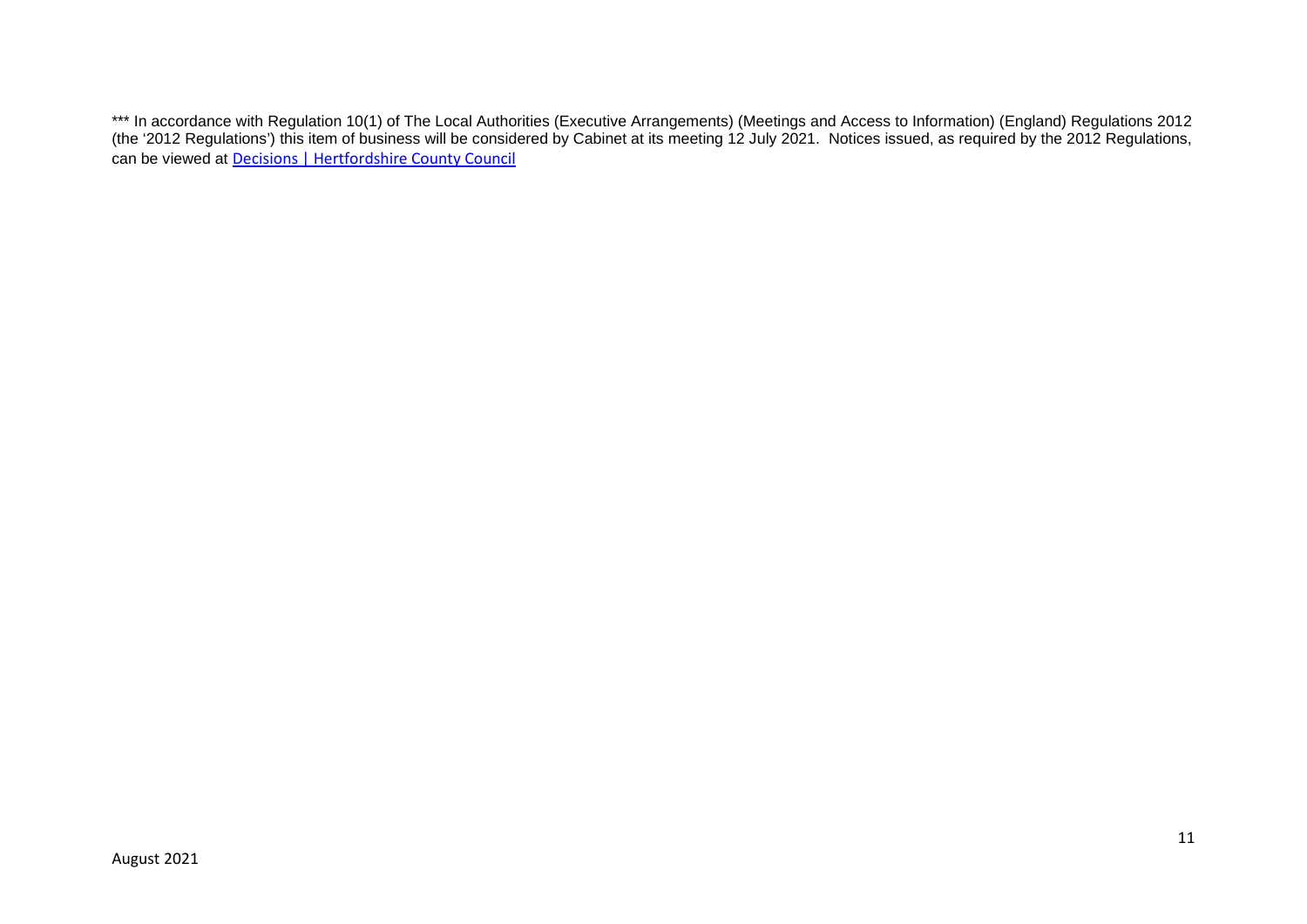*** In accordance with Regulation 10(1) of The Local Authorities (Executive Arrangements) (Meetings and Access to Information) (England) Regulations 2012 (the '2012 Regulations') this item of business will be considered by Cabinet at its meeting 12 July 2021. Notices issued, as required by the 2012 Regulations, can be viewed at [Decisions | Hertfordshire County Council]

August 2021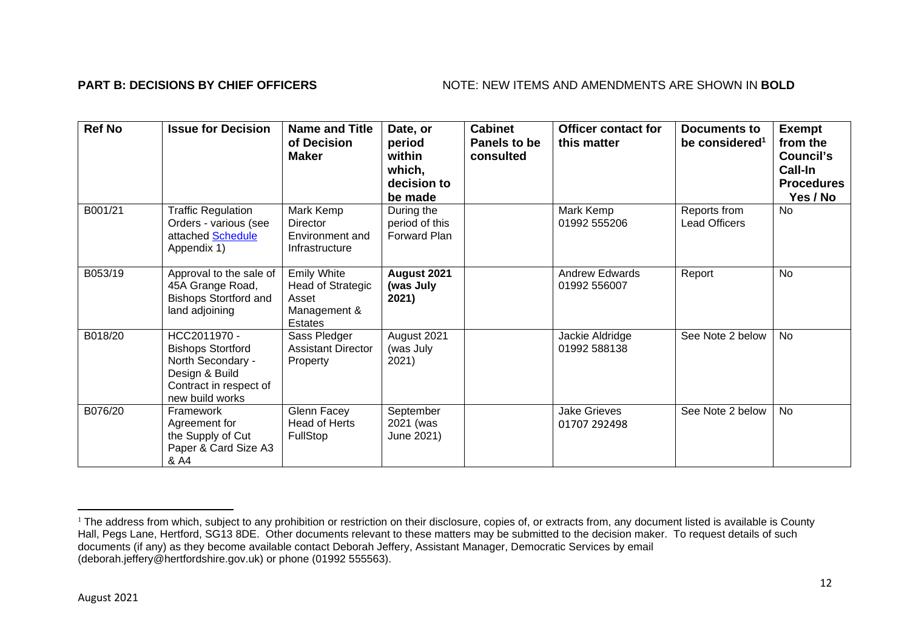**PART B: DECISIONS BY CHIEF OFFICERS** NOTE: NEW ITEMS AND AMENDMENTS ARE SHOWN IN **BOLD**

| Ref No | Issue for Decision | Name and Title of Decision Maker | Date, or period within which, decision to be made | Cabinet Panels to be consulted | Officer contact for this matter | Documents to be considered[1] | Exempt from the Council's Call-In Procedures Yes / No |
|---|---|---|---|---|---|---|---|
| B001/21 | Traffic Regulation Orders - various (see attached Schedule Appendix 1) | Mark Kemp Director Environment and Infrastructure | During the period of this Forward Plan | | Mark Kemp 01992 555206 | Reports from Lead Officers | No |
| B053/19 | Approval to the sale of 45A Grange Road, Bishops Stortford and land adjoining | Emily White Head of Strategic Asset Management & Estates | **August 2021 (was July 2021)** | | Andrew Edwards 01992 556007 | Report | No |
| B018/20 | HCC2011970 - Bishops Stortford North Secondary - Design & Build Contract in respect of new build works | Sass Pledger Assistant Director Property | August 2021 (was July 2021) | | Jackie Aldridge 01992 588138 | See Note 2 below | No |
| B076/20 | Framework Agreement for the Supply of Cut Paper & Card Size A3 & A4 | Glenn Facey Head of Herts FullStop | September 2021 (was June 2021) | | Jake Grieves 01707 292498 | See Note 2 below | No |

[1] The address from which, subject to any prohibition or restriction on their disclosure, copies of, or extracts from, any document listed is available is County Hall, Pegs Lane, Hertford, SG13 8DE. Other documents relevant to these matters may be submitted to the decision maker. To request details of such documents (if any) as they become available contact Deborah Jeffery, Assistant Manager, Democratic Services by email (deborah.jeffery@hertfordshire.gov.uk) or phone (01992 555563).

August 2021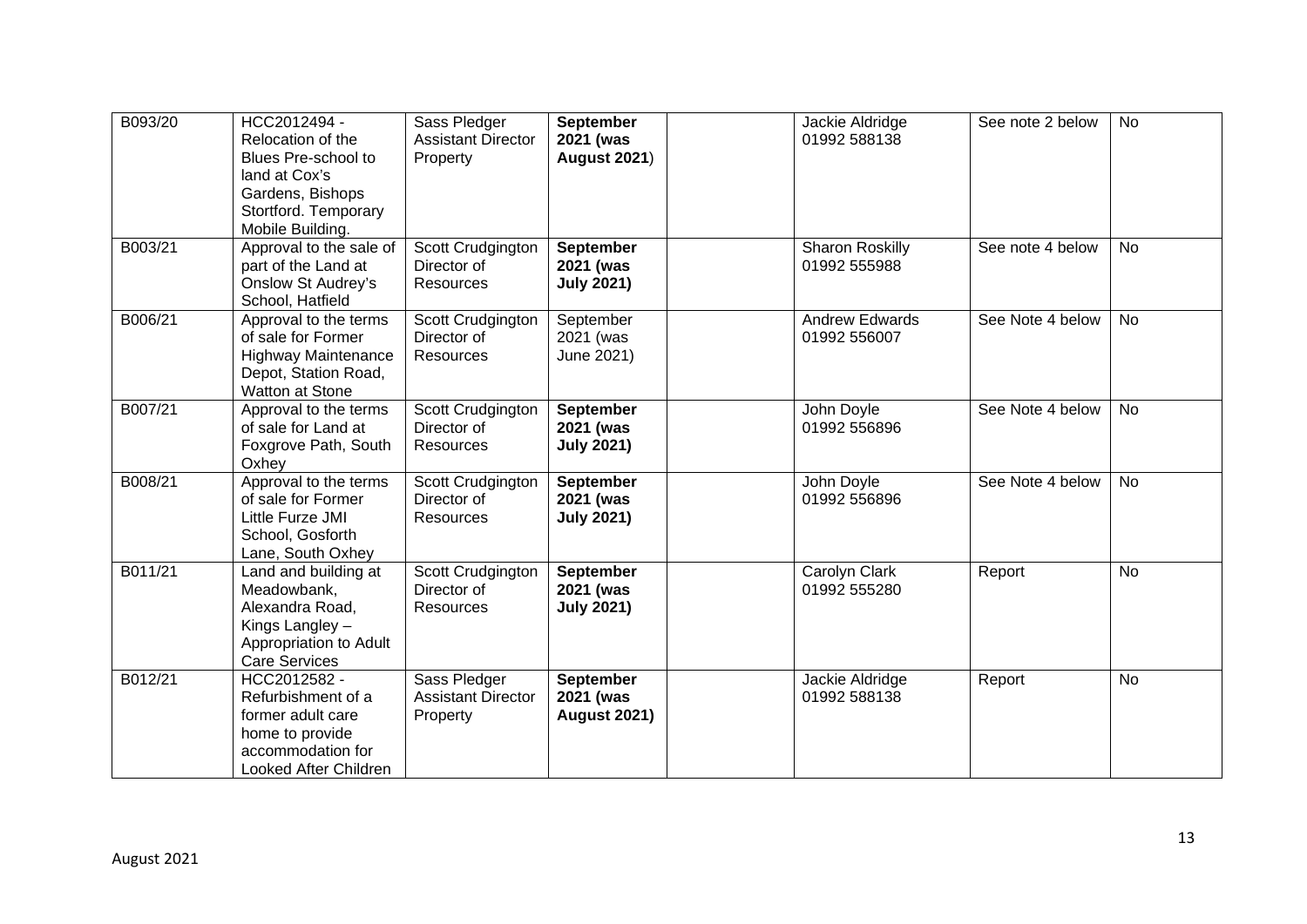| B093/20 | HCC2012494 - Relocation of the Blues Pre-school to land at Cox's Gardens, Bishops Stortford. Temporary Mobile Building. | Sass Pledger Assistant Director Property | **September 2021 (was August 2021**) | | Jackie Aldridge 01992 588138 | See note 2 below | No |
|---|---|---|---|---|---|---|---|
| B003/21 | Approval to the sale of part of the Land at Onslow St Audrey's School, Hatfield | Scott Crudgington Director of Resources | **September 2021 (was July 2021)** | | Sharon Roskilly 01992 555988 | See note 4 below | No |
| B006/21 | Approval to the terms of sale for Former Highway Maintenance Depot, Station Road, Watton at Stone | Scott Crudgington Director of Resources | September 2021 (was June 2021) | | Andrew Edwards 01992 556007 | See Note 4 below | No |
| B007/21 | Approval to the terms of sale for Land at Foxgrove Path, South Oxhey | Scott Crudgington Director of Resources | **September 2021 (was July 2021)** | | John Doyle 01992 556896 | See Note 4 below | No |
| B008/21 | Approval to the terms of sale for Former Little Furze JMI School, Gosforth Lane, South Oxhey | Scott Crudgington Director of Resources | **September 2021 (was July 2021)** | | John Doyle 01992 556896 | See Note 4 below | No |
| B011/21 | Land and building at Meadowbank, Alexandra Road, Kings Langley – Appropriation to Adult Care Services | Scott Crudgington Director of Resources | **September 2021 (was July 2021)** | | Carolyn Clark 01992 555280 | Report | No |
| B012/21 | HCC2012582 - Refurbishment of a former adult care home to provide accommodation for Looked After Children | Sass Pledger Assistant Director Property | **September 2021 (was August 2021)** | | Jackie Aldridge 01992 588138 | Report | No |

August 2021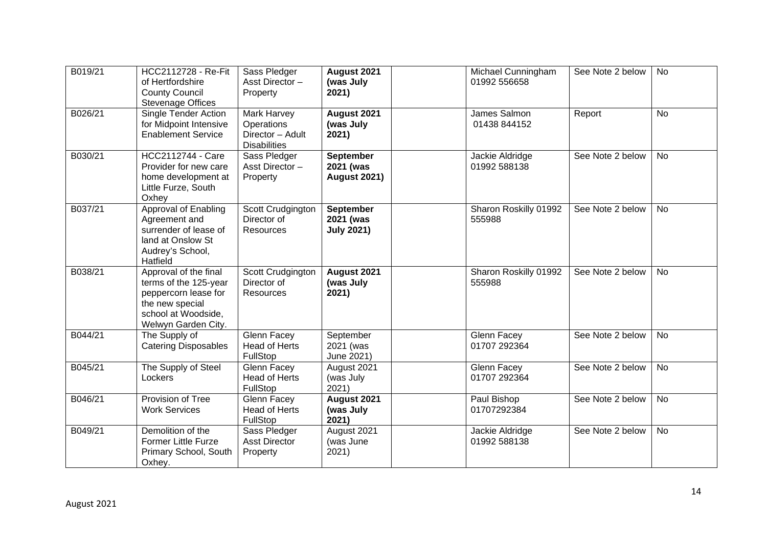| B019/21 | HCC2112728 - Re-Fit of Hertfordshire County Council Stevenage Offices | Sass Pledger Asst Director – Property | **August 2021 (was July 2021)** | | Michael Cunningham 01992 556658 | See Note 2 below | No |
|---|---|---|---|---|---|---|---|
| B026/21 | Single Tender Action for Midpoint Intensive Enablement Service | Mark Harvey Operations Director – Adult Disabilities | **August 2021 (was July 2021)** | | James Salmon 01438 844152 | Report | No |
| B030/21 | HCC2112744 - Care Provider for new care home development at Little Furze, South Oxhey | Sass Pledger Asst Director – Property | **September 2021 (was August 2021)** | | Jackie Aldridge 01992 588138 | See Note 2 below | No |
| B037/21 | Approval of Enabling Agreement and surrender of lease of land at Onslow St Audrey's School, Hatfield | Scott Crudgington Director of Resources | **September 2021 (was July 2021)** | | Sharon Roskilly 01992 555988 | See Note 2 below | No |
| B038/21 | Approval of the final terms of the 125-year peppercorn lease for the new special school at Woodside, Welwyn Garden City. | Scott Crudgington Director of Resources | **August 2021 (was July 2021)** | | Sharon Roskilly 01992 555988 | See Note 2 below | No |
| B044/21 | The Supply of Catering Disposables | Glenn Facey Head of Herts FullStop | September 2021 (was June 2021) | | Glenn Facey 01707 292364 | See Note 2 below | No |
| B045/21 | The Supply of Steel Lockers | Glenn Facey Head of Herts FullStop | August 2021 (was July 2021) | | Glenn Facey 01707 292364 | See Note 2 below | No |
| B046/21 | Provision of Tree Work Services | Glenn Facey Head of Herts FullStop | **August 2021 (was July 2021)** | | Paul Bishop 01707292384 | See Note 2 below | No |
| B049/21 | Demolition of the Former Little Furze Primary School, South Oxhey. | Sass Pledger Asst Director Property | August 2021 (was June 2021) | | Jackie Aldridge 01992 588138 | See Note 2 below | No |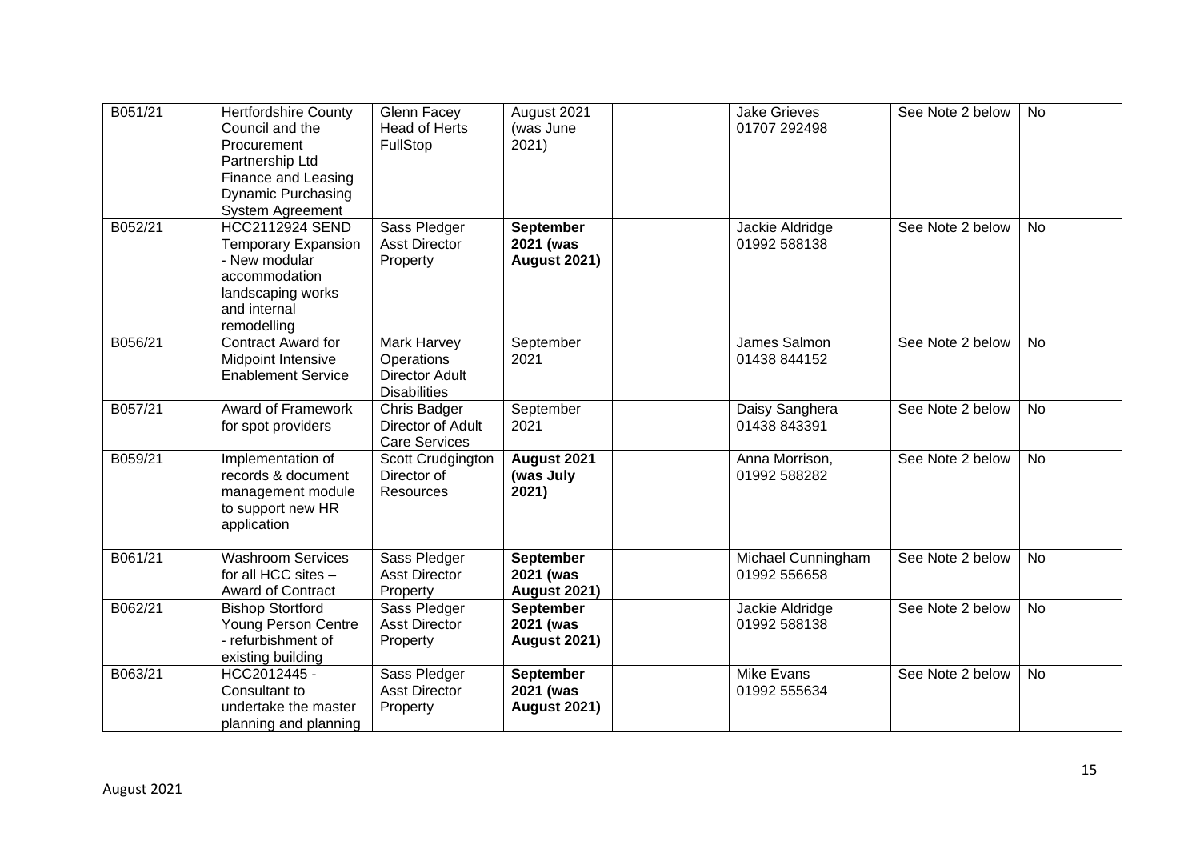| B051/21 | Hertfordshire County Council and the Procurement Partnership Ltd Finance and Leasing Dynamic Purchasing System Agreement | Glenn Facey Head of Herts FullStop | August 2021 (was June 2021) | | Jake Grieves 01707 292498 | See Note 2 below | No |
|---|---|---|---|---|---|---|---|
| B052/21 | HCC2112924 SEND Temporary Expansion - New modular accommodation landscaping works and internal remodelling | Sass Pledger Asst Director Property | **September 2021 (was August 2021)** | | Jackie Aldridge 01992 588138 | See Note 2 below | No |
| B056/21 | Contract Award for Midpoint Intensive Enablement Service | Mark Harvey Operations Director Adult Disabilities | September 2021 | | James Salmon 01438 844152 | See Note 2 below | No |
| B057/21 | Award of Framework for spot providers | Chris Badger Director of Adult Care Services | September 2021 | | Daisy Sanghera 01438 843391 | See Note 2 below | No |
| B059/21 | Implementation of records & document management module to support new HR application | Scott Crudgington Director of Resources | **August 2021 (was July 2021)** | | Anna Morrison, 01992 588282 | See Note 2 below | No |
| B061/21 | Washroom Services for all HCC sites – Award of Contract | Sass Pledger Asst Director Property | **September 2021 (was August 2021)** | | Michael Cunningham 01992 556658 | See Note 2 below | No |
| B062/21 | Bishop Stortford Young Person Centre - refurbishment of existing building | Sass Pledger Asst Director Property | **September 2021 (was August 2021)** | | Jackie Aldridge 01992 588138 | See Note 2 below | No |
| B063/21 | HCC2012445 - Consultant to undertake the master planning and planning | Sass Pledger Asst Director Property | **September 2021 (was August 2021)** | | Mike Evans 01992 555634 | See Note 2 below | No |

August 2021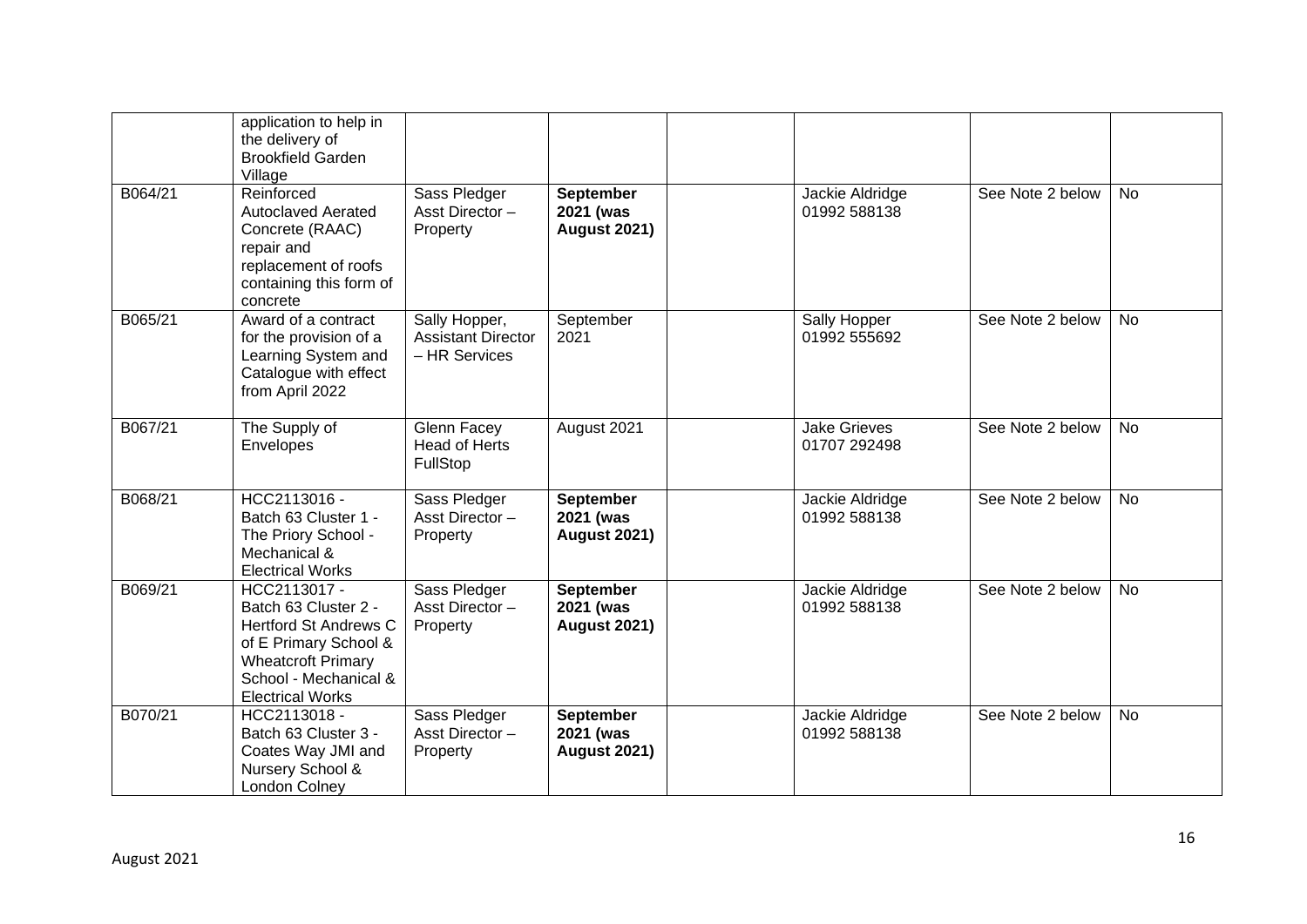| | | | | | | | |
|---|---|---|---|---|---|---|---|
| | application to help in the delivery of Brookfield Garden Village | | | | | | |
| B064/21 | Reinforced Autoclaved Aerated Concrete (RAAC) repair and replacement of roofs containing this form of concrete | Sass Pledger Asst Director – Property | **September 2021 (was August 2021)** | | Jackie Aldridge 01992 588138 | See Note 2 below | No |
| B065/21 | Award of a contract for the provision of a Learning System and Catalogue with effect from April 2022 | Sally Hopper, Assistant Director – HR Services | September 2021 | | Sally Hopper 01992 555692 | See Note 2 below | No |
| B067/21 | The Supply of Envelopes | Glenn Facey Head of Herts FullStop | August 2021 | | Jake Grieves 01707 292498 | See Note 2 below | No |
| B068/21 | HCC2113016 - Batch 63 Cluster 1 - The Priory School - Mechanical & Electrical Works | Sass Pledger Asst Director – Property | **September 2021 (was August 2021)** | | Jackie Aldridge 01992 588138 | See Note 2 below | No |
| B069/21 | HCC2113017 - Batch 63 Cluster 2 - Hertford St Andrews C of E Primary School & Wheatcroft Primary School - Mechanical & Electrical Works | Sass Pledger Asst Director – Property | **September 2021 (was August 2021)** | | Jackie Aldridge 01992 588138 | See Note 2 below | No |
| B070/21 | HCC2113018 - Batch 63 Cluster 3 - Coates Way JMI and Nursery School & London Colney | Sass Pledger Asst Director – Property | **September 2021 (was August 2021)** | | Jackie Aldridge 01992 588138 | See Note 2 below | No |

August 2021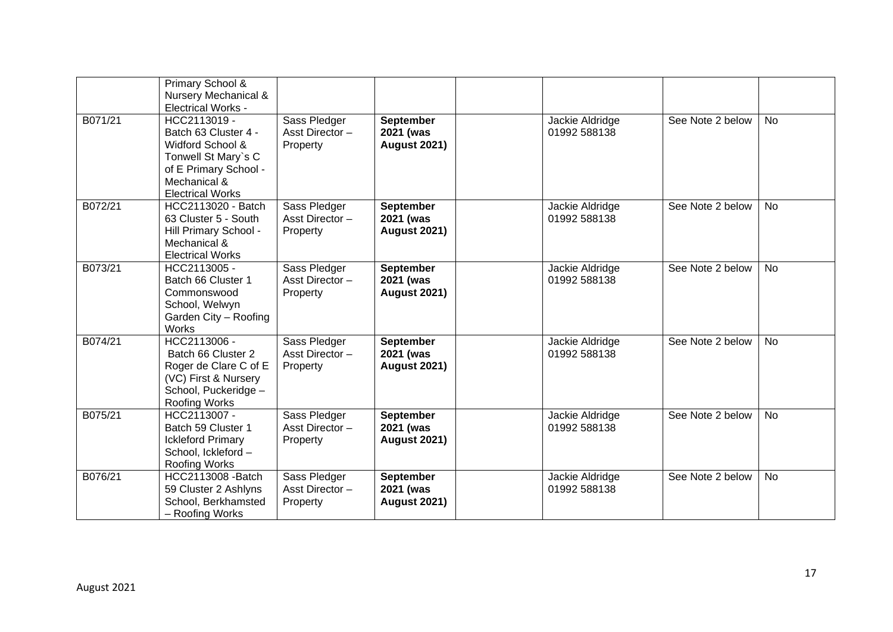| | | | | | | | |
|---|---|---|---|---|---|---|---|
| | Primary School & Nursery Mechanical & Electrical Works - | | | | | | |
| B071/21 | HCC2113019 - Batch 63 Cluster 4 - Widford School & Tonwell St Mary`s C of E Primary School - Mechanical & Electrical Works | Sass Pledger Asst Director – Property | **September 2021 (was August 2021)** | | Jackie Aldridge 01992 588138 | See Note 2 below | No |
| B072/21 | HCC2113020 - Batch 63 Cluster 5 - South Hill Primary School - Mechanical & Electrical Works | Sass Pledger Asst Director – Property | **September 2021 (was August 2021)** | | Jackie Aldridge 01992 588138 | See Note 2 below | No |
| B073/21 | HCC2113005 - Batch 66 Cluster 1 Commonswood School, Welwyn Garden City – Roofing Works | Sass Pledger Asst Director – Property | **September 2021 (was August 2021)** | | Jackie Aldridge 01992 588138 | See Note 2 below | No |
| B074/21 | HCC2113006 - Batch 66 Cluster 2 Roger de Clare C of E (VC) First & Nursery School, Puckeridge – Roofing Works | Sass Pledger Asst Director – Property | **September 2021 (was August 2021)** | | Jackie Aldridge 01992 588138 | See Note 2 below | No |
| B075/21 | HCC2113007 - Batch 59 Cluster 1 Ickleford Primary School, Ickleford – Roofing Works | Sass Pledger Asst Director – Property | **September 2021 (was August 2021)** | | Jackie Aldridge 01992 588138 | See Note 2 below | No |
| B076/21 | HCC2113008 -Batch 59 Cluster 2 Ashlyns School, Berkhamsted – Roofing Works | Sass Pledger Asst Director – Property | **September 2021 (was August 2021)** | | Jackie Aldridge 01992 588138 | See Note 2 below | No |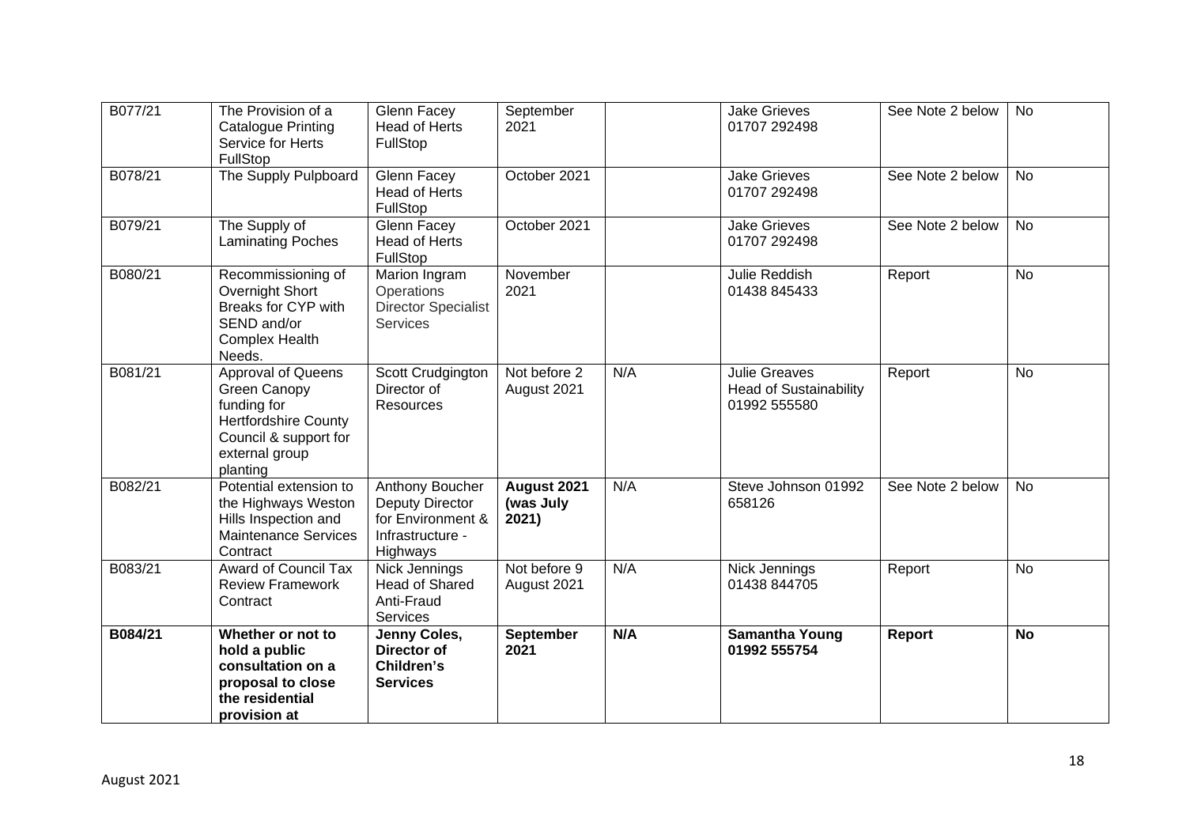| B077/21 | The Provision of a Catalogue Printing Service for Herts FullStop | Glenn Facey Head of Herts FullStop | September 2021 | | Jake Grieves 01707 292498 | See Note 2 below | No |
|---|---|---|---|---|---|---|---|
| B078/21 | The Supply Pulpboard | Glenn Facey Head of Herts FullStop | October 2021 | | Jake Grieves 01707 292498 | See Note 2 below | No |
| B079/21 | The Supply of Laminating Poches | Glenn Facey Head of Herts FullStop | October 2021 | | Jake Grieves 01707 292498 | See Note 2 below | No |
| B080/21 | Recommissioning of Overnight Short Breaks for CYP with SEND and/or Complex Health Needs. | Marion Ingram Operations Director Specialist Services | November 2021 | | Julie Reddish 01438 845433 | Report | No |
| B081/21 | Approval of Queens Green Canopy funding for Hertfordshire County Council & support for external group planting | Scott Crudgington Director of Resources | Not before 2 August 2021 | N/A | Julie Greaves Head of Sustainability 01992 555580 | Report | No |
| B082/21 | Potential extension to the Highways Weston Hills Inspection and Maintenance Services Contract | Anthony Boucher Deputy Director for Environment & Infrastructure - Highways | **August 2021 (was July 2021)** | N/A | Steve Johnson 01992 658126 | See Note 2 below | No |
| B083/21 | Award of Council Tax Review Framework Contract | Nick Jennings Head of Shared Anti-Fraud Services | Not before 9 August 2021 | N/A | Nick Jennings 01438 844705 | Report | No |
| **B084/21** | **Whether or not to hold a public consultation on a proposal to close the residential provision at** | **Jenny Coles, Director of Children's Services** | **September 2021** | **N/A** | **Samantha Young 01992 555754** | **Report** | **No** |

August 2021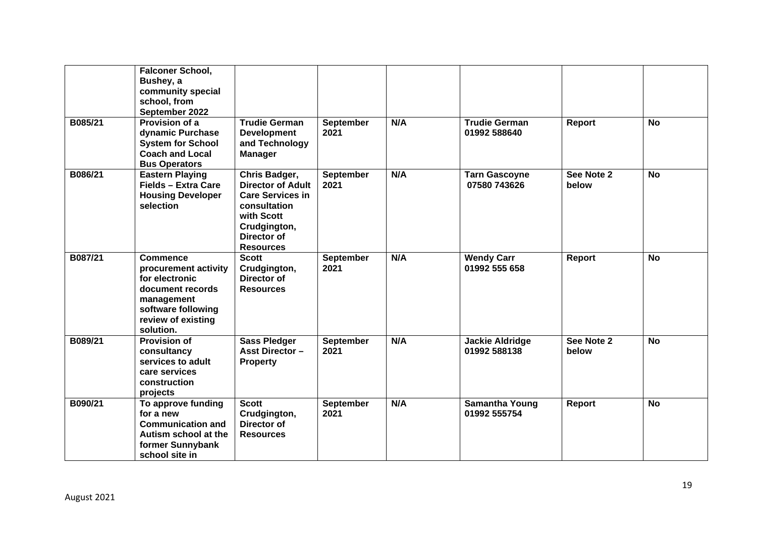| | | | | | | | |
|---|---|---|---|---|---|---|---|
| | **Falconer School, Bushey, a community special school, from September 2022** | | | | | | |
| **B085/21** | **Provision of a dynamic Purchase System for School Coach and Local Bus Operators** | **Trudie German Development and Technology Manager** | **September 2021** | **N/A** | **Trudie German 01992 588640** | **Report** | **No** |
| **B086/21** | **Eastern Playing Fields – Extra Care Housing Developer selection** | **Chris Badger, Director of Adult Care Services in consultation with Scott Crudgington, Director of Resources** | **September 2021** | **N/A** | **Tarn Gascoyne 07580 743626** | **See Note 2 below** | **No** |
| **B087/21** | **Commence procurement activity for electronic document records management software following review of existing solution.** | **Scott Crudgington, Director of Resources** | **September 2021** | **N/A** | **Wendy Carr 01992 555 658** | **Report** | **No** |
| **B089/21** | **Provision of consultancy services to adult care services construction projects** | **Sass Pledger Asst Director – Property** | **September 2021** | **N/A** | **Jackie Aldridge 01992 588138** | **See Note 2 below** | **No** |
| **B090/21** | **To approve funding for a new Communication and Autism school at the former Sunnybank school site in** | **Scott Crudgington, Director of Resources** | **September 2021** | **N/A** | **Samantha Young 01992 555754** | **Report** | **No** |

August 2021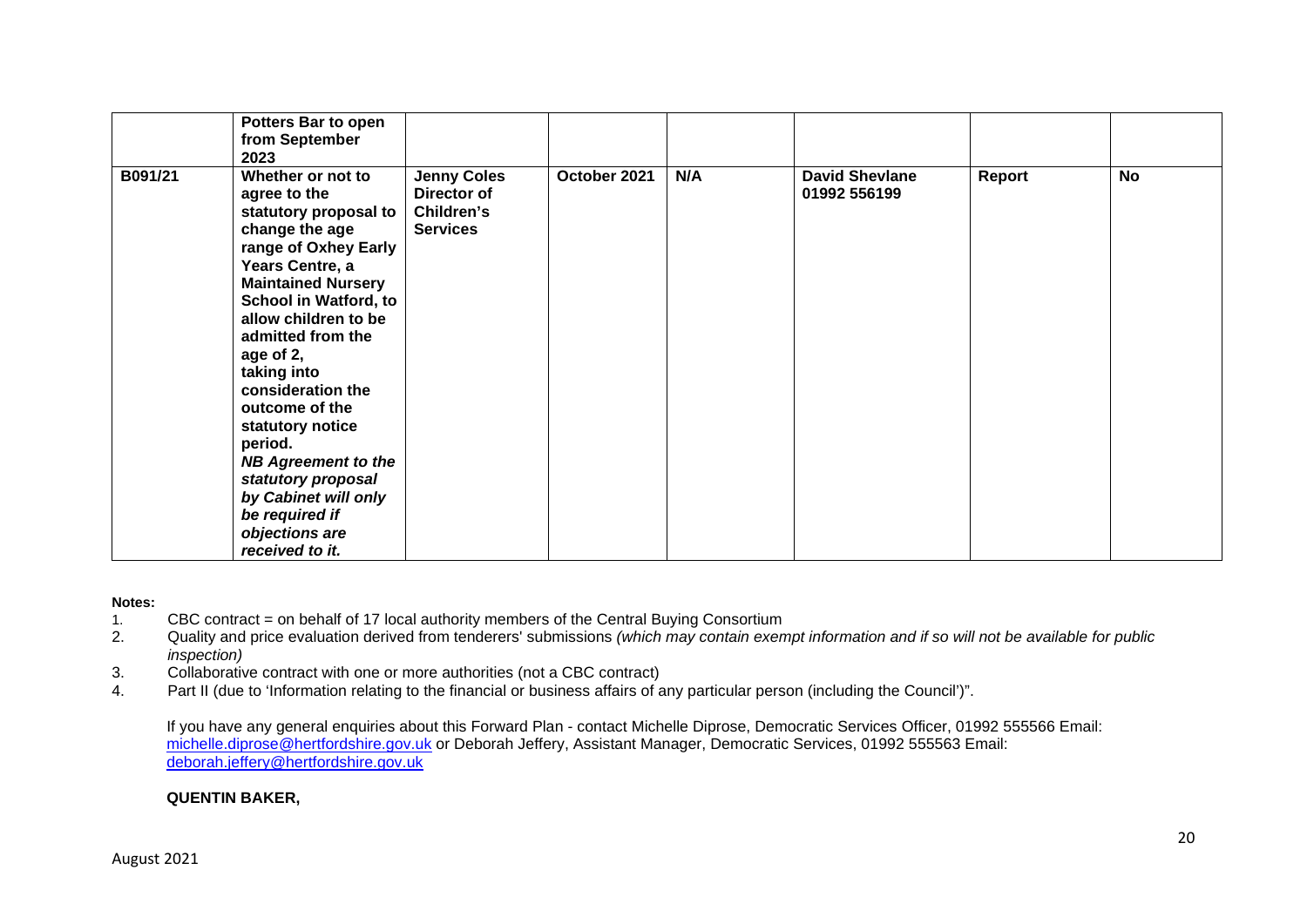| | | | | | | | |
|---|---|---|---|---|---|---|---|
| | **Potters Bar to open from September 2023** | | | | | | |
| **B091/21** | **Whether or not to agree to the statutory proposal to change the age range of Oxhey Early Years Centre, a Maintained Nursery School in Watford, to allow children to be admitted from the age of 2, taking into consideration the outcome of the statutory notice period.** ***NB Agreement to the statutory proposal by Cabinet will only be required if objections are received to it.*** | **Jenny Coles Director of Children's Services** | **October 2021** | **N/A** | **David Shevlane 01992 556199** | **Report** | **No** |

**Notes:**

1. CBC contract = on behalf of 17 local authority members of the Central Buying Consortium
2. Quality and price evaluation derived from tenderers' submissions *(which may contain exempt information and if so will not be available for public inspection)*
3. Collaborative contract with one or more authorities (not a CBC contract)
4. Part II (due to 'Information relating to the financial or business affairs of any particular person (including the Council')".

If you have any general enquiries about this Forward Plan - contact Michelle Diprose, Democratic Services Officer, 01992 555566 Email: michelle.diprose@hertfordshire.gov.uk or Deborah Jeffery, Assistant Manager, Democratic Services, 01992 555563 Email: deborah.jeffery@hertfordshire.gov.uk

**QUENTIN BAKER,**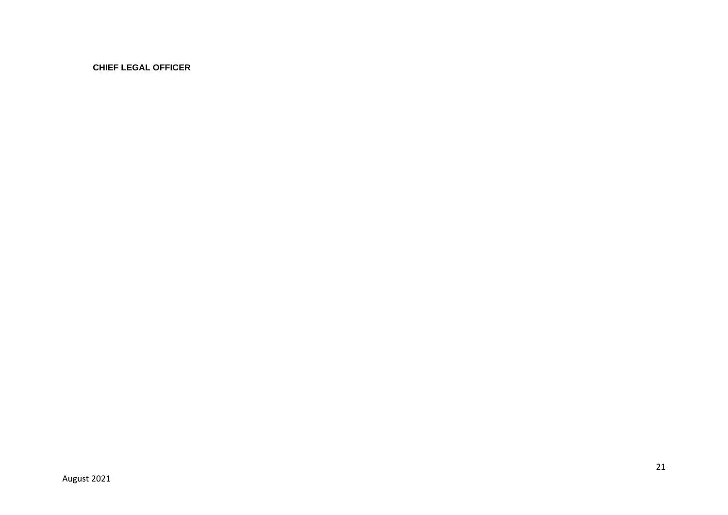**CHIEF LEGAL OFFICER**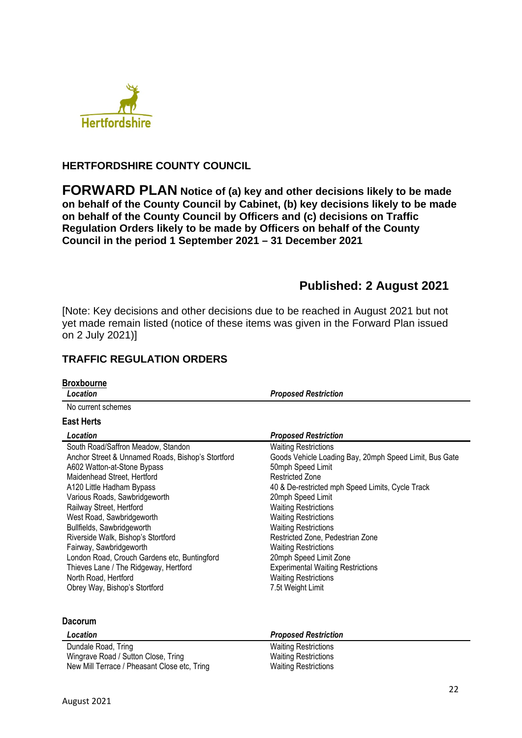**HERTFORDSHIRE COUNTY COUNCIL**

# FORWARD PLAN Notice of (a) key and other decisions likely to be made on behalf of the County Council by Cabinet, (b) key decisions likely to be made on behalf of the County Council by Officers and (c) decisions on Traffic Regulation Orders likely to be made by Officers on behalf of the County Council in the period 1 September 2021 – 31 December 2021

## Published: 2 August 2021

[Note: Key decisions and other decisions due to be reached in August 2021 but not yet made remain listed (notice of these items was given in the Forward Plan issued on 2 July 2021)]

## TRAFFIC REGULATION ORDERS

### Broxbourne

| *Location* | *Proposed Restriction* |
|---|---|
| No current schemes | |

### East Herts

| *Location* | *Proposed Restriction* |
|---|---|
| South Road/Saffron Meadow, Standon | Waiting Restrictions |
| Anchor Street & Unnamed Roads, Bishop's Stortford | Goods Vehicle Loading Bay, 20mph Speed Limit, Bus Gate |
| A602 Watton-at-Stone Bypass | 50mph Speed Limit |
| Maidenhead Street, Hertford | Restricted Zone |
| A120 Little Hadham Bypass | 40 & De-restricted mph Speed Limits, Cycle Track |
| Various Roads, Sawbridgeworth | 20mph Speed Limit |
| Railway Street, Hertford | Waiting Restrictions |
| West Road, Sawbridgeworth | Waiting Restrictions |
| Bullfields, Sawbridgeworth | Waiting Restrictions |
| Riverside Walk, Bishop's Stortford | Restricted Zone, Pedestrian Zone |
| Fairway, Sawbridgeworth | Waiting Restrictions |
| London Road, Crouch Gardens etc, Buntingford | 20mph Speed Limit Zone |
| Thieves Lane / The Ridgeway, Hertford | Experimental Waiting Restrictions |
| North Road, Hertford | Waiting Restrictions |
| Obrey Way, Bishop's Stortford | 7.5t Weight Limit |

### Dacorum

| *Location* | *Proposed Restriction* |
|---|---|
| Dundale Road, Tring | Waiting Restrictions |
| Wingrave Road / Sutton Close, Tring | Waiting Restrictions |
| New Mill Terrace / Pheasant Close etc, Tring | Waiting Restrictions |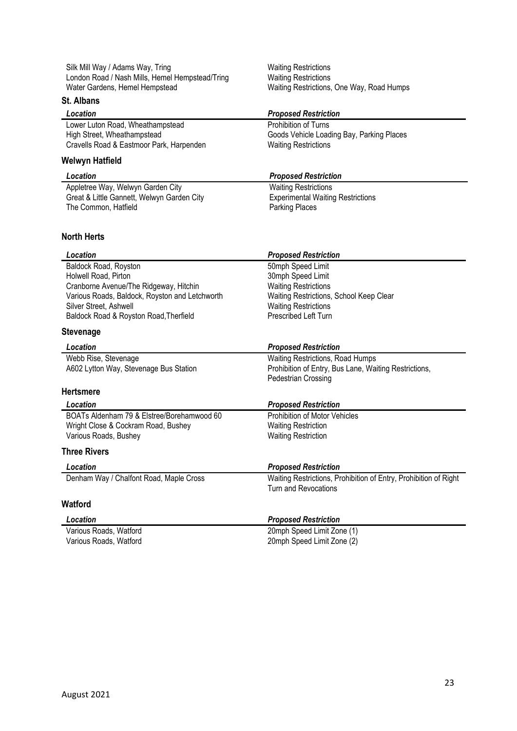| | |
|---|---|
| Silk Mill Way / Adams Way, Tring | Waiting Restrictions |
| London Road / Nash Mills, Hemel Hempstead/Tring | Waiting Restrictions |
| Water Gardens, Hemel Hempstead | Waiting Restrictions, One Way, Road Humps |

### St. Albans

| *Location* | *Proposed Restriction* |
|---|---|
| Lower Luton Road, Wheathampstead | Prohibition of Turns |
| High Street, Wheathampstead | Goods Vehicle Loading Bay, Parking Places |
| Cravells Road & Eastmoor Park, Harpenden | Waiting Restrictions |

### Welwyn Hatfield

| *Location* | *Proposed Restriction* |
|---|---|
| Appletree Way, Welwyn Garden City | Waiting Restrictions |
| Great & Little Gannett, Welwyn Garden City | Experimental Waiting Restrictions |
| The Common, Hatfield | Parking Places |

### North Herts

| *Location* | *Proposed Restriction* |
|---|---|
| Baldock Road, Royston | 50mph Speed Limit |
| Holwell Road, Pirton | 30mph Speed Limit |
| Cranborne Avenue/The Ridgeway, Hitchin | Waiting Restrictions |
| Various Roads, Baldock, Royston and Letchworth | Waiting Restrictions, School Keep Clear |
| Silver Street, Ashwell | Waiting Restrictions |
| Baldock Road & Royston Road,Therfield | Prescribed Left Turn |

### Stevenage

| *Location* | *Proposed Restriction* |
|---|---|
| Webb Rise, Stevenage | Waiting Restrictions, Road Humps |
| A602 Lytton Way, Stevenage Bus Station | Prohibition of Entry, Bus Lane, Waiting Restrictions, Pedestrian Crossing |

### Hertsmere

| *Location* | *Proposed Restriction* |
|---|---|
| BOATs Aldenham 79 & Elstree/Borehamwood 60 | Prohibition of Motor Vehicles |
| Wright Close & Cockram Road, Bushey | Waiting Restriction |
| Various Roads, Bushey | Waiting Restriction |

### Three Rivers

| *Location* | *Proposed Restriction* |
|---|---|
| Denham Way / Chalfont Road, Maple Cross | Waiting Restrictions, Prohibition of Entry, Prohibition of Right Turn and Revocations |

### Watford

| *Location* | *Proposed Restriction* |
|---|---|
| Various Roads, Watford | 20mph Speed Limit Zone (1) |
| Various Roads, Watford | 20mph Speed Limit Zone (2) |